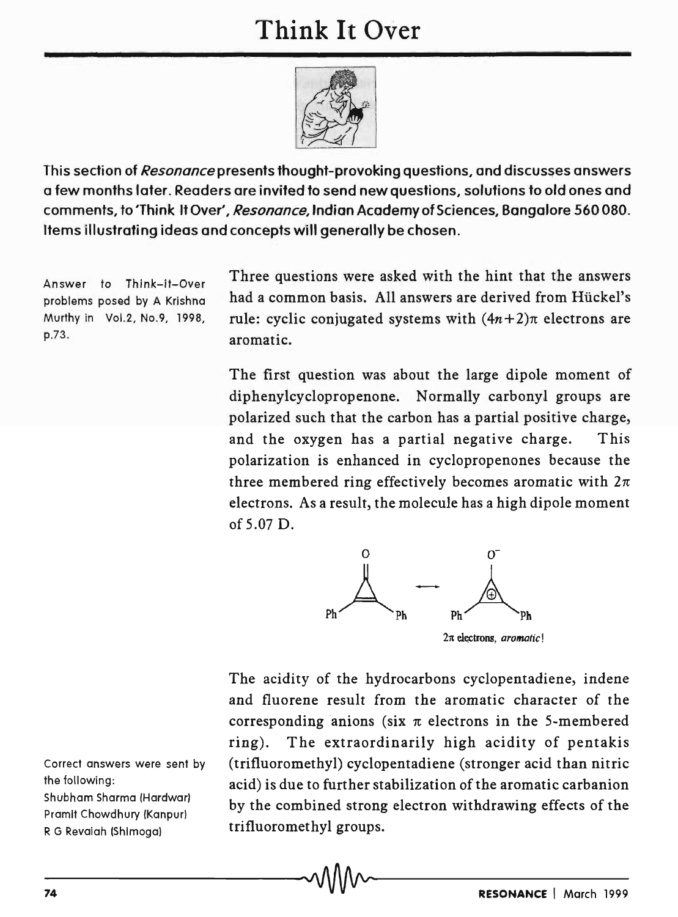# Think It Over

This section of *Resonance* presents thought-provoking questions, and discusses answers a few months later. Readers are invited to send new questions, solutions to old ones and comments, to 'Think It Over', *Resonance*, Indian Academy of Sciences, Bangalore 560 080. Items illustrating ideas and concepts will generally be chosen.

Answer to Think-it-Over problems posed by A Krishna Murthy in Vol.2, No.9, 1998, p.73.

Three questions were asked with the hint that the answers had a common basis. All answers are derived from Hückel's rule: cyclic conjugated systems with $(4n+2)\pi$ electrons are aromatic.

The first question was about the large dipole moment of diphenylcyclopropenone. Normally carbonyl groups are polarized such that the carbon has a partial positive charge, and the oxygen has a partial negative charge. This polarization is enhanced in cyclopropenones because the three membered ring effectively becomes aromatic with $2\pi$ electrons. As a result, the molecule has a high dipole moment of 5.07 D.

$2\pi$ electrons, *aromatic*!

The acidity of the hydrocarbons cyclopentadiene, indene and fluorene result from the aromatic character of the corresponding anions (six $\pi$ electrons in the 5-membered ring). The extraordinarily high acidity of pentakis (trifluoromethyl) cyclopentadiene (stronger acid than nitric acid) is due to further stabilization of the aromatic carbanion by the combined strong electron withdrawing effects of the trifluoromethyl groups.

Correct answers were sent by the following:
Shubham Sharma (Hardwar)
Pramit Chowdhury (Kanpur)
R G Revaiah (Shimoga)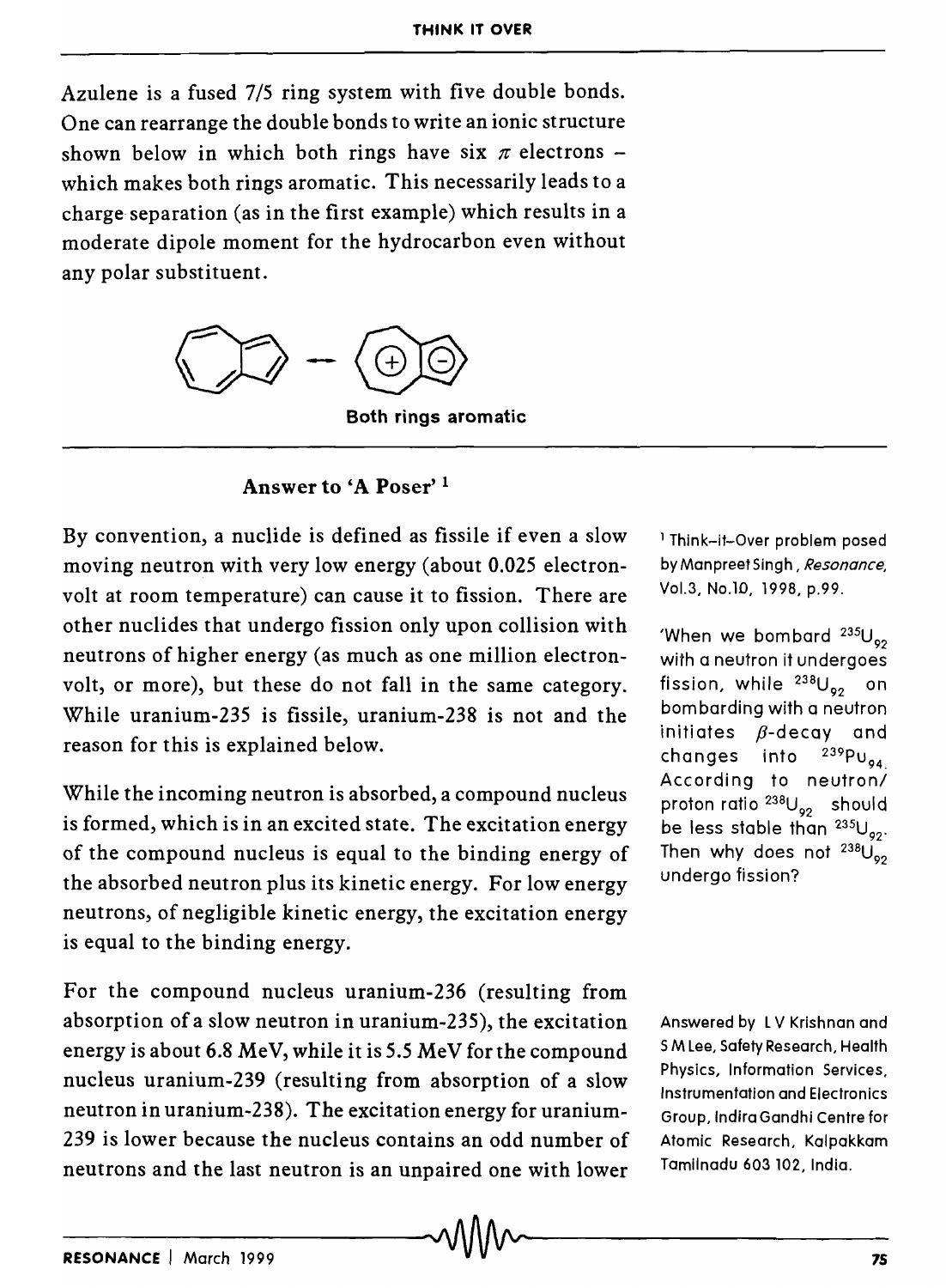Azulene is a fused 7/5 ring system with five double bonds. One can rearrange the double bonds to write an ionic structure shown below in which both rings have six $\pi$ electrons – which makes both rings aromatic. This necessarily leads to a charge separation (as in the first example) which results in a moderate dipole moment for the hydrocarbon even without any polar substituent.

Both rings aromatic

## Answer to 'A Poser' [1]

By convention, a nuclide is defined as fissile if even a slow moving neutron with very low energy (about 0.025 electron-volt at room temperature) can cause it to fission. There are other nuclides that undergo fission only upon collision with neutrons of higher energy (as much as one million electron-volt, or more), but these do not fall in the same category. While uranium-235 is fissile, uranium-238 is not and the reason for this is explained below.

While the incoming neutron is absorbed, a compound nucleus is formed, which is in an excited state. The excitation energy of the compound nucleus is equal to the binding energy of the absorbed neutron plus its kinetic energy. For low energy neutrons, of negligible kinetic energy, the excitation energy is equal to the binding energy.

For the compound nucleus uranium-236 (resulting from absorption of a slow neutron in uranium-235), the excitation energy is about 6.8 MeV, while it is 5.5 MeV for the compound nucleus uranium-239 (resulting from absorption of a slow neutron in uranium-238). The excitation energy for uranium-239 is lower because the nucleus contains an odd number of neutrons and the last neutron is an unpaired one with lower

[1] Think-it-Over problem posed by Manpreet Singh, *Resonance*, Vol.3, No.10, 1998, p.99.

'When we bombard $^{235}U_{92}$ with a neutron it undergoes fission, while $^{238}U_{92}$ on bombarding with a neutron initiates $\beta$-decay and changes into $^{239}Pu_{94}$. According to neutron/proton ratio $^{238}U_{92}$ should be less stable than $^{235}U_{92}$. Then why does not $^{238}U_{92}$ undergo fission?

Answered by L V Krishnan and S M Lee, Safety Research, Health Physics, Information Services, Instrumentation and Electronics Group, Indira Gandhi Centre for Atomic Research, Kalpakkam Tamilnadu 603 102, India.